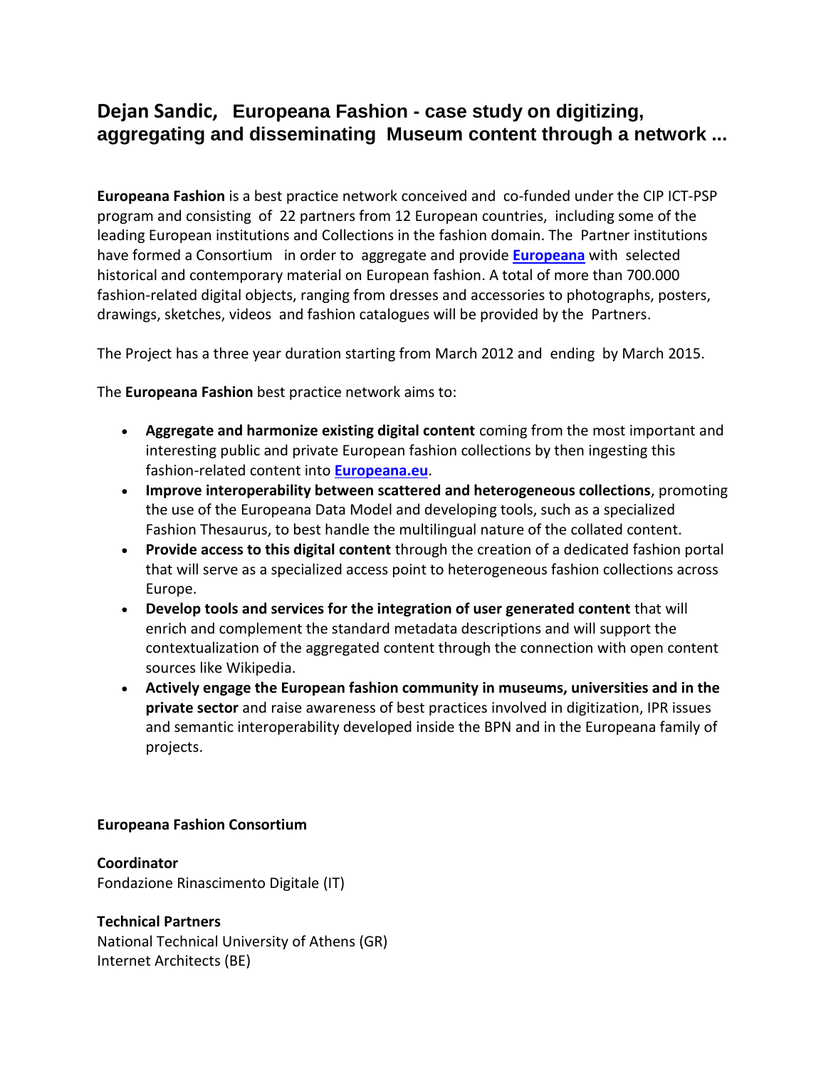# Dejan Sandic, Europeana Fashion - case study on digitizing, aggregating and disseminating Museum content through a network ...

**Europeana Fashion** is a best practice network conceived and co-funded under the CIP ICT-PSP program and consisting of 22 partners from 12 European countries, including some of the leading European institutions and Collections in the fashion domain. The Partner institutions have formed a Consortium in order to aggregate and provide **Europeana** with selected historical and contemporary material on European fashion. A total of more than 700.000 fashion-related digital objects, ranging from dresses and accessories to photographs, posters, drawings, sketches, videos and fashion catalogues will be provided by the Partners.

The Project has a three year duration starting from March 2012 and ending by March 2015.

The **Europeana Fashion** best practice network aims to:

- **Aggregate and harmonize existing digital content** coming from the most important and interesting public and private European fashion collections by then ingesting this fashion-related content into **Europeana.eu**.
- **Improve interoperability between scattered and heterogeneous collections**, promoting the use of the Europeana Data Model and developing tools, such as a specialized Fashion Thesaurus, to best handle the multilingual nature of the collated content.
- **Provide access to this digital content** through the creation of a dedicated fashion portal that will serve as a specialized access point to heterogeneous fashion collections across Europe.
- **Develop tools and services for the integration of user generated content** that will enrich and complement the standard metadata descriptions and will support the contextualization of the aggregated content through the connection with open content sources like Wikipedia.
- **Actively engage the European fashion community in museums, universities and in the private sector** and raise awareness of best practices involved in digitization, IPR issues and semantic interoperability developed inside the BPN and in the Europeana family of projects.

**Europeana Fashion Consortium**

**Coordinator**
Fondazione Rinascimento Digitale (IT)

**Technical Partners**
National Technical University of Athens (GR)
Internet Architects (BE)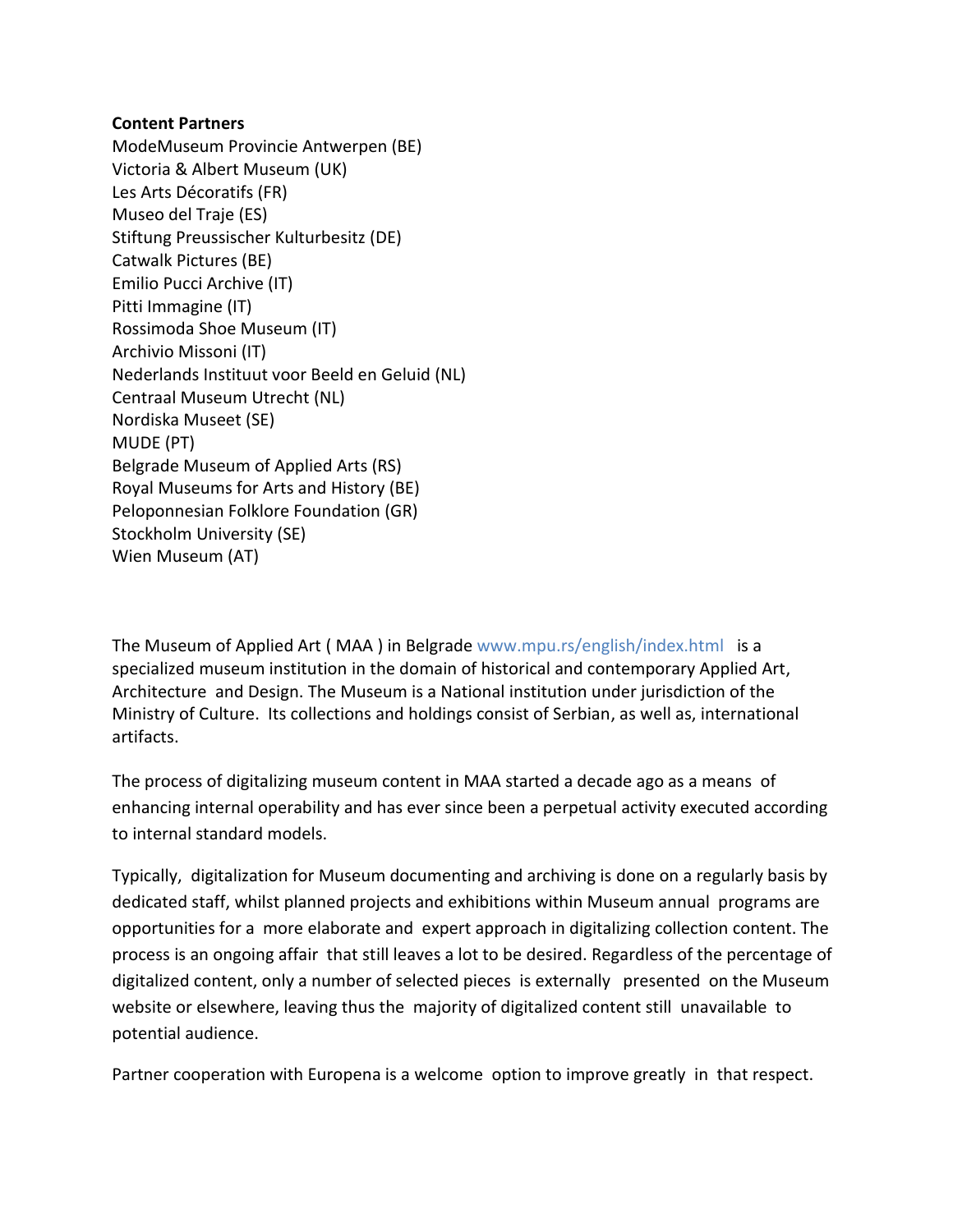**Content Partners**

ModeMuseum Provincie Antwerpen (BE)
Victoria & Albert Museum (UK)
Les Arts Décoratifs (FR)
Museo del Traje (ES)
Stiftung Preussischer Kulturbesitz (DE)
Catwalk Pictures (BE)
Emilio Pucci Archive (IT)
Pitti Immagine (IT)
Rossimoda Shoe Museum (IT)
Archivio Missoni (IT)
Nederlands Instituut voor Beeld en Geluid (NL)
Centraal Museum Utrecht (NL)
Nordiska Museet (SE)
MUDE (PT)
Belgrade Museum of Applied Arts (RS)
Royal Museums for Arts and History (BE)
Peloponnesian Folklore Foundation (GR)
Stockholm University (SE)
Wien Museum (AT)

The Museum of Applied Art ( MAA ) in Belgrade www.mpu.rs/english/index.html is a specialized museum institution in the domain of historical and contemporary Applied Art, Architecture and Design. The Museum is a National institution under jurisdiction of the Ministry of Culture. Its collections and holdings consist of Serbian, as well as, international artifacts.

The process of digitalizing museum content in MAA started a decade ago as a means of enhancing internal operability and has ever since been a perpetual activity executed according to internal standard models.

Typically, digitalization for Museum documenting and archiving is done on a regularly basis by dedicated staff, whilst planned projects and exhibitions within Museum annual programs are opportunities for a more elaborate and expert approach in digitalizing collection content. The process is an ongoing affair that still leaves a lot to be desired. Regardless of the percentage of digitalized content, only a number of selected pieces is externally presented on the Museum website or elsewhere, leaving thus the majority of digitalized content still unavailable to potential audience.

Partner cooperation with Europena is a welcome option to improve greatly in that respect.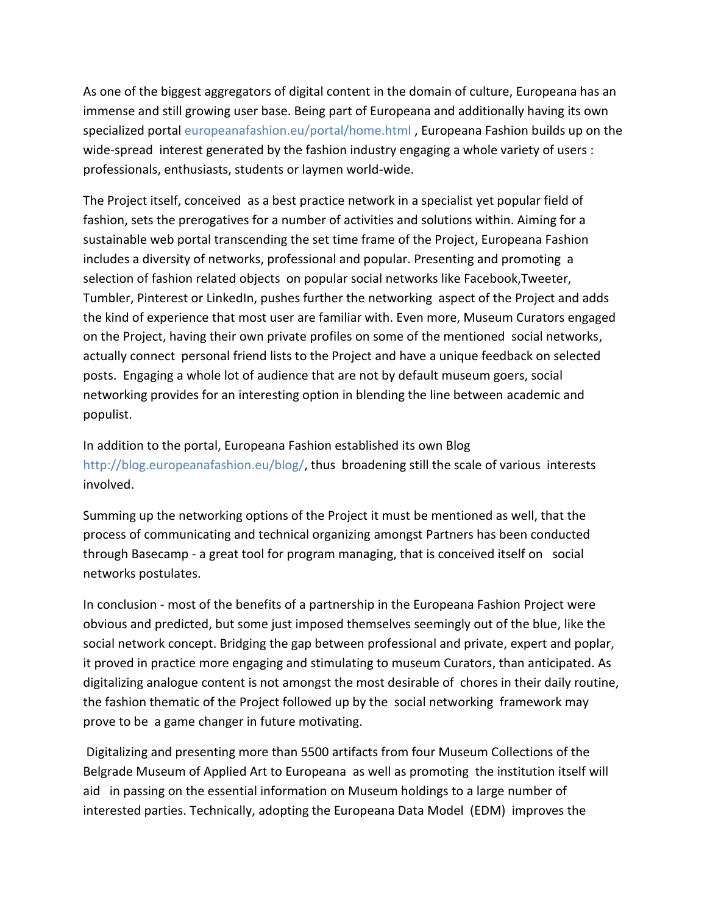As one of the biggest aggregators of digital content in the domain of culture, Europeana has an immense and still growing user base. Being part of Europeana and additionally having its own specialized portal europeanafashion.eu/portal/home.html , Europeana Fashion builds up on the wide-spread interest generated by the fashion industry engaging a whole variety of users : professionals, enthusiasts, students or laymen world-wide.

The Project itself, conceived as a best practice network in a specialist yet popular field of fashion, sets the prerogatives for a number of activities and solutions within. Aiming for a sustainable web portal transcending the set time frame of the Project, Europeana Fashion includes a diversity of networks, professional and popular. Presenting and promoting a selection of fashion related objects on popular social networks like Facebook,Tweeter, Tumbler, Pinterest or LinkedIn, pushes further the networking aspect of the Project and adds the kind of experience that most user are familiar with. Even more, Museum Curators engaged on the Project, having their own private profiles on some of the mentioned social networks, actually connect personal friend lists to the Project and have a unique feedback on selected posts. Engaging a whole lot of audience that are not by default museum goers, social networking provides for an interesting option in blending the line between academic and populist.

In addition to the portal, Europeana Fashion established its own Blog http://blog.europeanafashion.eu/blog/, thus broadening still the scale of various interests involved.

Summing up the networking options of the Project it must be mentioned as well, that the process of communicating and technical organizing amongst Partners has been conducted through Basecamp - a great tool for program managing, that is conceived itself on social networks postulates.

In conclusion - most of the benefits of a partnership in the Europeana Fashion Project were obvious and predicted, but some just imposed themselves seemingly out of the blue, like the social network concept. Bridging the gap between professional and private, expert and poplar, it proved in practice more engaging and stimulating to museum Curators, than anticipated. As digitalizing analogue content is not amongst the most desirable of chores in their daily routine, the fashion thematic of the Project followed up by the social networking framework may prove to be a game changer in future motivating.

Digitalizing and presenting more than 5500 artifacts from four Museum Collections of the Belgrade Museum of Applied Art to Europeana as well as promoting the institution itself will aid in passing on the essential information on Museum holdings to a large number of interested parties. Technically, adopting the Europeana Data Model (EDM) improves the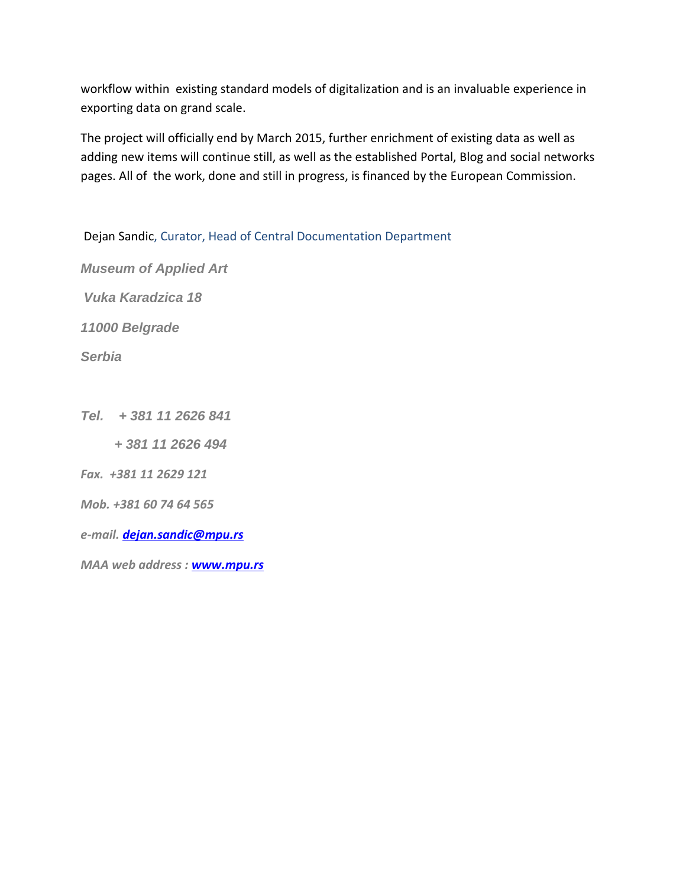workflow within existing standard models of digitalization and is an invaluable experience in exporting data on grand scale.

The project will officially end by March 2015, further enrichment of existing data as well as adding new items will continue still, as well as the established Portal, Blog and social networks pages. All of the work, done and still in progress, is financed by the European Commission.

Dejan Sandic, Curator, Head of Central Documentation Department

***Museum of Applied Art***

***Vuka Karadzica 18***

***11000 Belgrade***

***Serbia***

***Tel. + 381 11 2626 841***

***+ 381 11 2626 494***

***Fax. +381 11 2629 121***

***Mob. +381 60 74 64 565***

***e-mail. dejan.sandic@mpu.rs***

***MAA web address : www.mpu.rs***